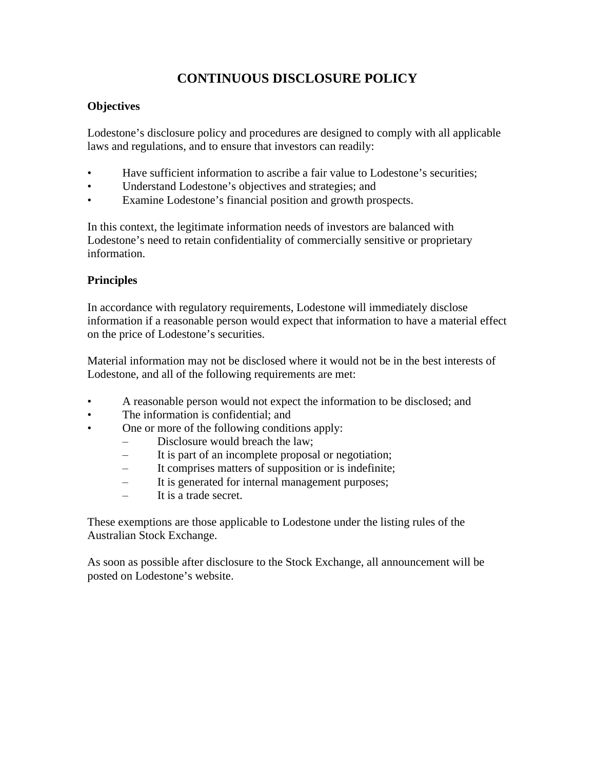# CONTINUOUS DISCLOSURE POLICY

**Objectives**

Lodestone's disclosure policy and procedures are designed to comply with all applicable laws and regulations, and to ensure that investors can readily:

- Have sufficient information to ascribe a fair value to Lodestone's securities;
- Understand Lodestone's objectives and strategies; and
- Examine Lodestone's financial position and growth prospects.

In this context, the legitimate information needs of investors are balanced with Lodestone's need to retain confidentiality of commercially sensitive or proprietary information.

**Principles**

In accordance with regulatory requirements, Lodestone will immediately disclose information if a reasonable person would expect that information to have a material effect on the price of Lodestone's securities.

Material information may not be disclosed where it would not be in the best interests of Lodestone, and all of the following requirements are met:

- A reasonable person would not expect the information to be disclosed; and
- The information is confidential; and
- One or more of the following conditions apply:
  - Disclosure would breach the law;
  - It is part of an incomplete proposal or negotiation;
  - It comprises matters of supposition or is indefinite;
  - It is generated for internal management purposes;
  - It is a trade secret.

These exemptions are those applicable to Lodestone under the listing rules of the Australian Stock Exchange.

As soon as possible after disclosure to the Stock Exchange, all announcement will be posted on Lodestone's website.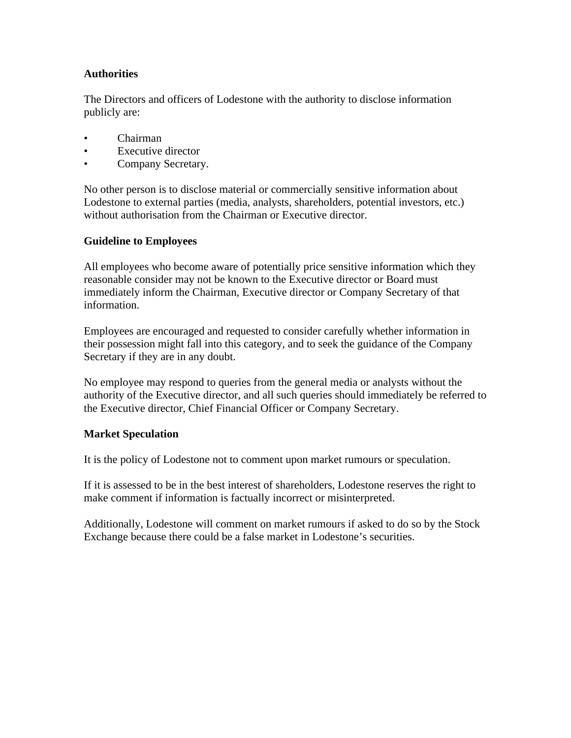## Authorities

The Directors and officers of Lodestone with the authority to disclose information publicly are:

- Chairman
- Executive director
- Company Secretary.

No other person is to disclose material or commercially sensitive information about Lodestone to external parties (media, analysts, shareholders, potential investors, etc.) without authorisation from the Chairman or Executive director.

## Guideline to Employees

All employees who become aware of potentially price sensitive information which they reasonable consider may not be known to the Executive director or Board must immediately inform the Chairman, Executive director or Company Secretary of that information.

Employees are encouraged and requested to consider carefully whether information in their possession might fall into this category, and to seek the guidance of the Company Secretary if they are in any doubt.

No employee may respond to queries from the general media or analysts without the authority of the Executive director, and all such queries should immediately be referred to the Executive director, Chief Financial Officer or Company Secretary.

## Market Speculation

It is the policy of Lodestone not to comment upon market rumours or speculation.

If it is assessed to be in the best interest of shareholders, Lodestone reserves the right to make comment if information is factually incorrect or misinterpreted.

Additionally, Lodestone will comment on market rumours if asked to do so by the Stock Exchange because there could be a false market in Lodestone's securities.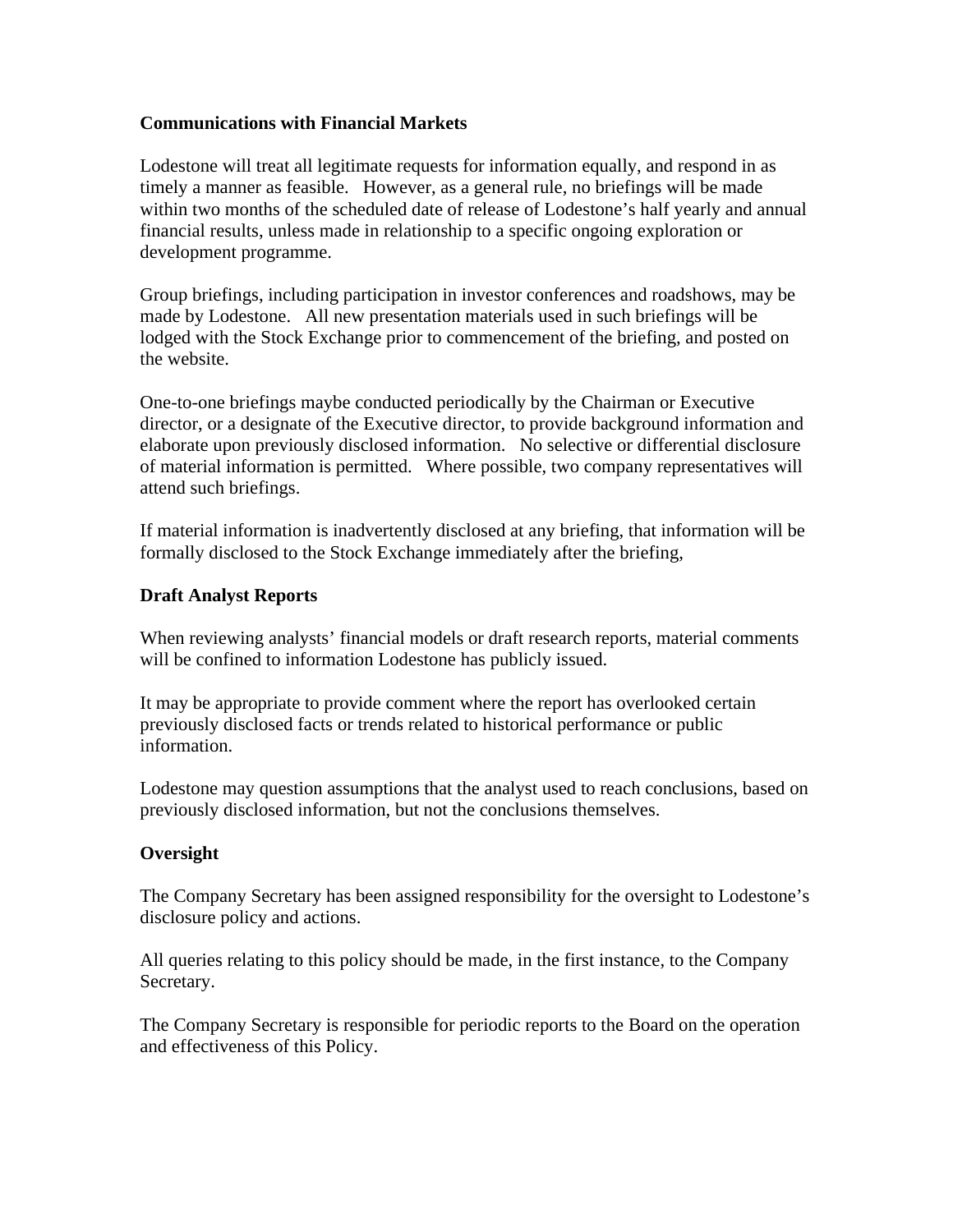**Communications with Financial Markets**

Lodestone will treat all legitimate requests for information equally, and respond in as timely a manner as feasible. However, as a general rule, no briefings will be made within two months of the scheduled date of release of Lodestone's half yearly and annual financial results, unless made in relationship to a specific ongoing exploration or development programme.

Group briefings, including participation in investor conferences and roadshows, may be made by Lodestone. All new presentation materials used in such briefings will be lodged with the Stock Exchange prior to commencement of the briefing, and posted on the website.

One-to-one briefings maybe conducted periodically by the Chairman or Executive director, or a designate of the Executive director, to provide background information and elaborate upon previously disclosed information. No selective or differential disclosure of material information is permitted. Where possible, two company representatives will attend such briefings.

If material information is inadvertently disclosed at any briefing, that information will be formally disclosed to the Stock Exchange immediately after the briefing,

**Draft Analyst Reports**

When reviewing analysts' financial models or draft research reports, material comments will be confined to information Lodestone has publicly issued.

It may be appropriate to provide comment where the report has overlooked certain previously disclosed facts or trends related to historical performance or public information.

Lodestone may question assumptions that the analyst used to reach conclusions, based on previously disclosed information, but not the conclusions themselves.

**Oversight**

The Company Secretary has been assigned responsibility for the oversight to Lodestone's disclosure policy and actions.

All queries relating to this policy should be made, in the first instance, to the Company Secretary.

The Company Secretary is responsible for periodic reports to the Board on the operation and effectiveness of this Policy.